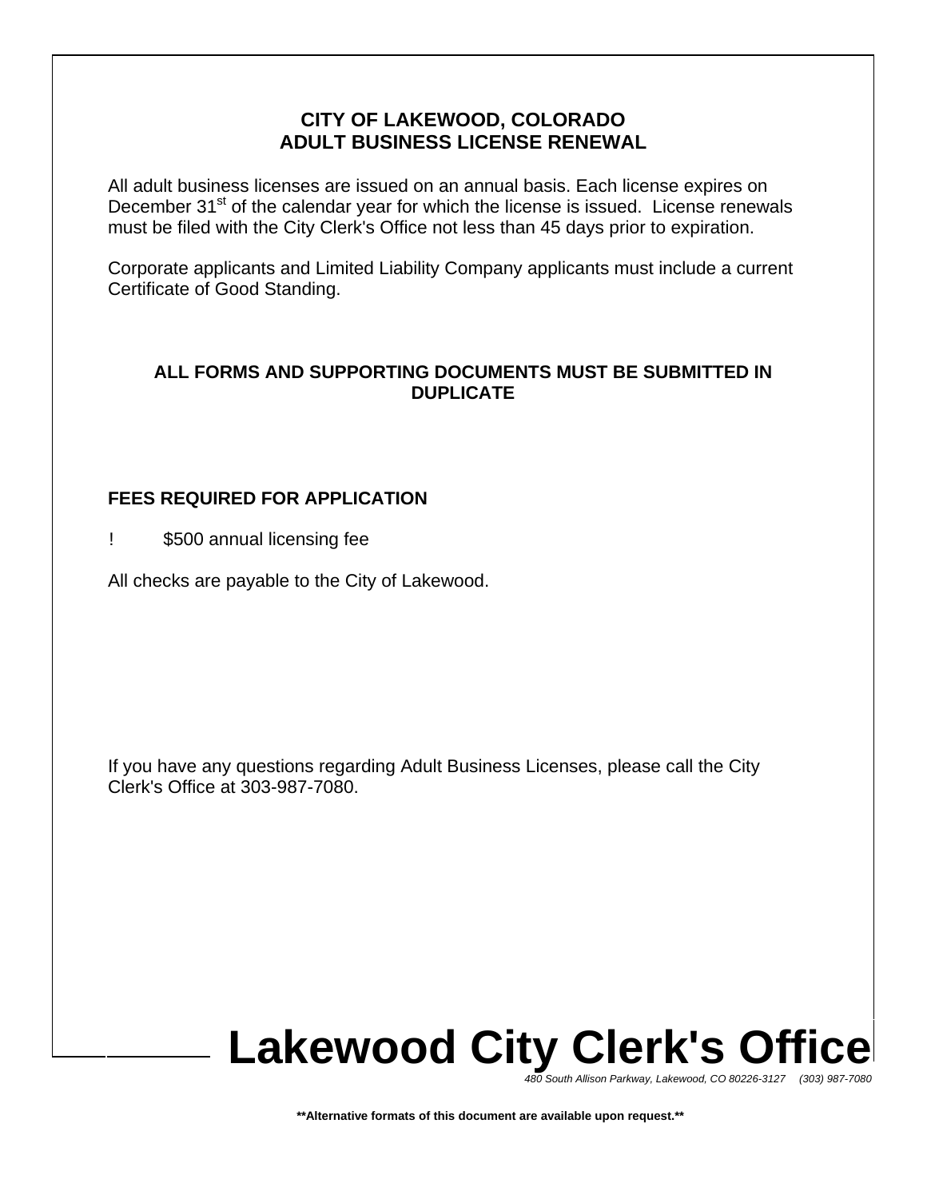# CITY OF LAKEWOOD, COLORADO
# ADULT BUSINESS LICENSE RENEWAL

All adult business licenses are issued on an annual basis. Each license expires on December 31st of the calendar year for which the license is issued. License renewals must be filed with the City Clerk's Office not less than 45 days prior to expiration.

Corporate applicants and Limited Liability Company applicants must include a current Certificate of Good Standing.

**ALL FORMS AND SUPPORTING DOCUMENTS MUST BE SUBMITTED IN DUPLICATE**

**FEES REQUIRED FOR APPLICATION**

- $500 annual licensing fee

All checks are payable to the City of Lakewood.

If you have any questions regarding Adult Business Licenses, please call the City Clerk's Office at 303-987-7080.

# Lakewood City Clerk's Office

*480 South Allison Parkway, Lakewood, CO 80226-3127 (303) 987-7080*

**\*\*Alternative formats of this document are available upon request.\*\***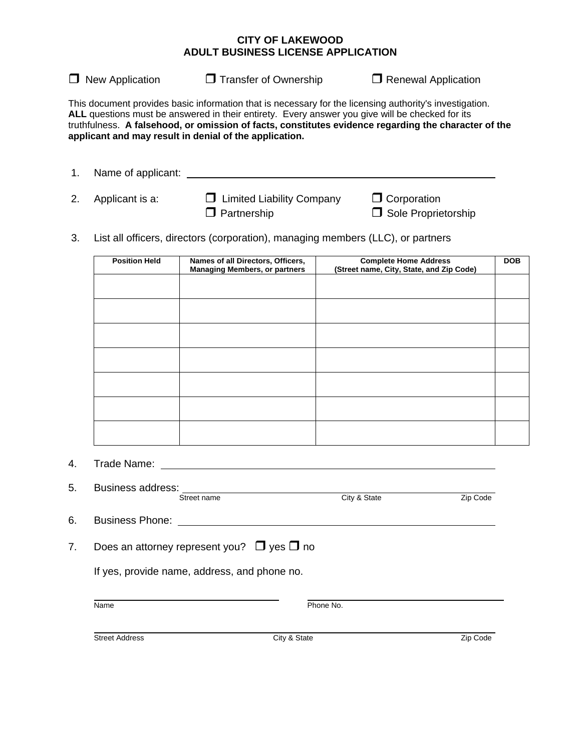# CITY OF LAKEWOOD
## ADULT BUSINESS LICENSE APPLICATION

❒ New Application  ❒ Transfer of Ownership  ❒ Renewal Application

This document provides basic information that is necessary for the licensing authority's investigation. **ALL** questions must be answered in their entirety. Every answer you give will be checked for its truthfulness. **A falsehood, or omission of facts, constitutes evidence regarding the character of the applicant and may result in denial of the application.**

1. Name of applicant: ______________________________________________

2. Applicant is a: ❒ Limited Liability Company ❒ Corporation ❒ Partnership ❒ Sole Proprietorship

3. List all officers, directors (corporation), managing members (LLC), or partners

| Position Held | Names of all Directors, Officers, Managing Members, or partners | Complete Home Address (Street name, City, State, and Zip Code) | DOB |
|---|---|---|---|
| | | | |
| | | | |
| | | | |
| | | | |
| | | | |
| | | | |
| | | | |

4. Trade Name: ______________________________________________

5. Business address: ______________________________________________
   Street name  City & State  Zip Code

6. Business Phone: ______________________________________________

7. Does an attorney represent you? ❒ yes ❒ no

   If yes, provide name, address, and phone no.

   ______________________  ______________________
   Name  Phone No.

   ______________________________________________
   Street Address  City & State  Zip Code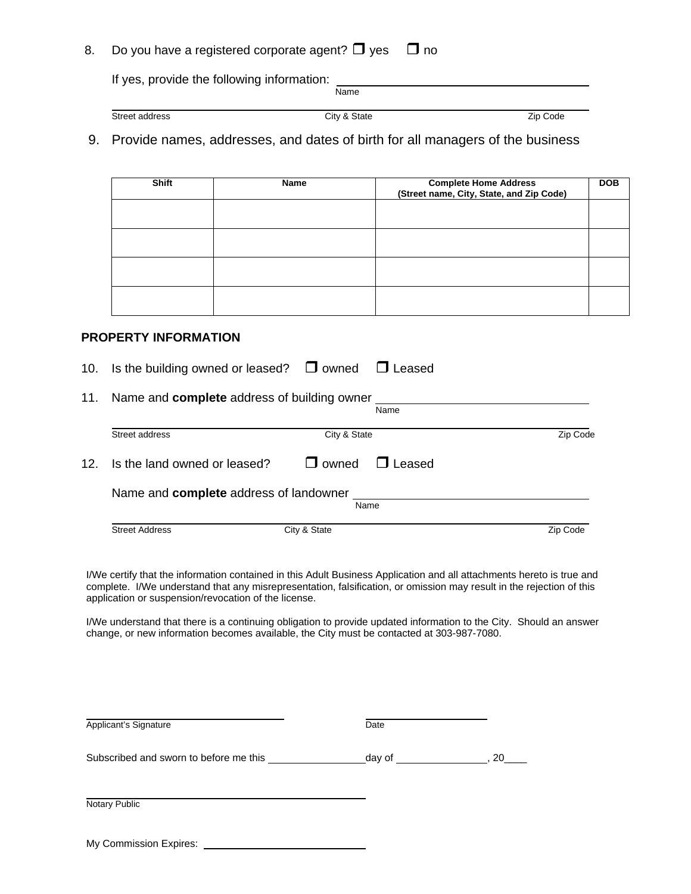8. Do you have a registered corporate agent? ❒ yes ❒ no

   If yes, provide the following information: \_\_\_\_\_\_\_\_\_\_\_\_\_\_\_\_\_\_\_\_\_\_\_\_\_\_\_\_\_\_
   Name

   \_\_\_\_\_\_\_\_\_\_\_\_\_\_\_\_\_\_\_\_\_\_\_\_\_\_\_\_\_\_\_\_\_\_\_\_\_\_\_\_\_\_\_\_\_\_\_\_\_\_\_\_\_\_\_\_
   Street address City & State Zip Code

9. Provide names, addresses, and dates of birth for all managers of the business

| Shift | Name | Complete Home Address (Street name, City, State, and Zip Code) | DOB |
|---|---|---|---|
| | | | |
| | | | |
| | | | |
| | | | |

## PROPERTY INFORMATION

10. Is the building owned or leased? ❒ owned ❒ Leased

11. Name and **complete** address of building owner \_\_\_\_\_\_\_\_\_\_\_\_\_\_\_\_\_\_\_\_\_\_\_\_\_\_\_\_\_\_
    Name

    \_\_\_\_\_\_\_\_\_\_\_\_\_\_\_\_\_\_\_\_\_\_\_\_\_\_\_\_\_\_\_\_\_\_\_\_\_\_\_\_\_\_\_\_\_\_\_\_\_\_\_\_\_\_\_\_
    Street address City & State Zip Code

12. Is the land owned or leased? ❒ owned ❒ Leased

    Name and **complete** address of landowner \_\_\_\_\_\_\_\_\_\_\_\_\_\_\_\_\_\_\_\_\_\_\_\_\_\_\_\_\_\_
    Name

    \_\_\_\_\_\_\_\_\_\_\_\_\_\_\_\_\_\_\_\_\_\_\_\_\_\_\_\_\_\_\_\_\_\_\_\_\_\_\_\_\_\_\_\_\_\_\_\_\_\_\_\_\_\_\_\_
    Street Address City & State Zip Code

I/We certify that the information contained in this Adult Business Application and all attachments hereto is true and complete. I/We understand that any misrepresentation, falsification, or omission may result in the rejection of this application or suspension/revocation of the license.

I/We understand that there is a continuing obligation to provide updated information to the City. Should an answer change, or new information becomes available, the City must be contacted at 303-987-7080.

\_\_\_\_\_\_\_\_\_\_\_\_\_\_\_\_\_\_\_\_\_\_\_\_\_\_\_\_\_\_ \_\_\_\_\_\_\_\_\_\_\_\_\_\_\_\_\_\_\_\_
Applicant's Signature Date

Subscribed and sworn to before me this \_\_\_\_\_\_\_\_\_\_\_\_\_\_\_\_day of \_\_\_\_\_\_\_\_\_\_\_\_\_\_\_\_, 20\_\_\_\_

\_\_\_\_\_\_\_\_\_\_\_\_\_\_\_\_\_\_\_\_\_\_\_\_\_\_\_\_\_\_\_\_\_\_\_\_\_\_\_\_
Notary Public

My Commission Expires: \_\_\_\_\_\_\_\_\_\_\_\_\_\_\_\_\_\_\_\_\_\_\_\_\_\_\_\_